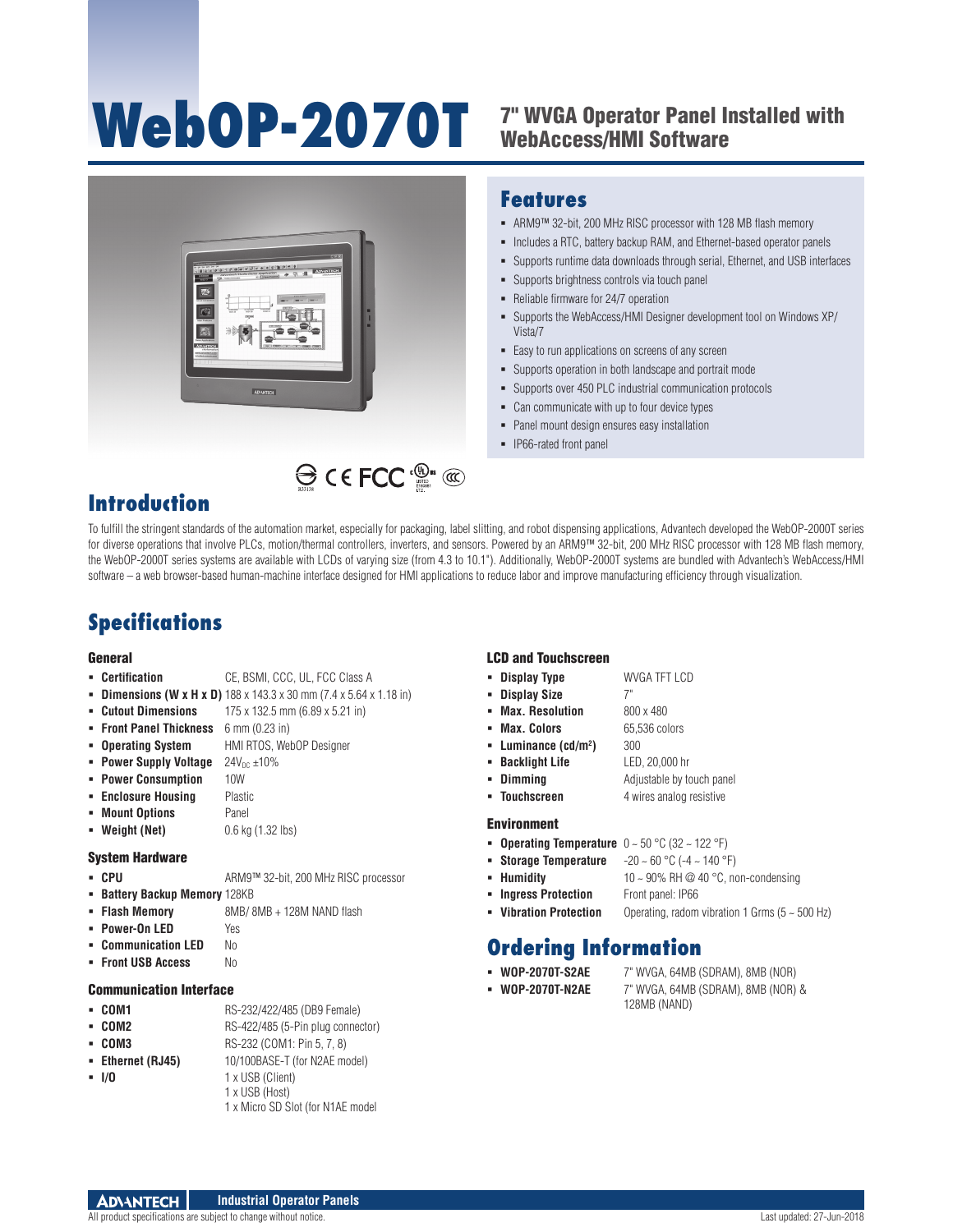# WebOP-2070T

## 7" WVGA Operator Panel Installed with WebAccess/HMI Software

## Features

- ARM9™ 32-bit, 200 MHz RISC processor with 128 MB flash memory
- Includes a RTC, battery backup RAM, and Ethernet-based operator panels
- Supports runtime data downloads through serial, Ethernet, and USB interfaces
- Supports brightness controls via touch panel
- Reliable firmware for 24/7 operation
- Supports the WebAccess/HMI Designer development tool on Windows XP/Vista/7
- Easy to run applications on screens of any screen
- Supports operation in both landscape and portrait mode
- Supports over 450 PLC industrial communication protocols
- Can communicate with up to four device types
- Panel mount design ensures easy installation
- IP66-rated front panel

## Introduction

To fulfill the stringent standards of the automation market, especially for packaging, label slitting, and robot dispensing applications, Advantech developed the WebOP-2000T series for diverse operations that involve PLCs, motion/thermal controllers, inverters, and sensors. Powered by an ARM9™ 32-bit, 200 MHz RISC processor with 128 MB flash memory, the WebOP-2000T series systems are available with LCDs of varying size (from 4.3 to 10.1"). Additionally, WebOP-2000T systems are bundled with Advantech's WebAccess/HMI software – a web browser-based human-machine interface designed for HMI applications to reduce labor and improve manufacturing efficiency through visualization.

## Specifications

### General

- **Certification** CE, BSMI, CCC, UL, FCC Class A
- **Dimensions (W x H x D)** 188 x 143.3 x 30 mm (7.4 x 5.64 x 1.18 in)
- **Cutout Dimensions** 175 x 132.5 mm (6.89 x 5.21 in)
- **Front Panel Thickness** 6 mm (0.23 in)
- **Operating System** HMI RTOS, WebOP Designer
- **Power Supply Voltage** $24V_{DC}$ ±10%
- **Power Consumption** 10W
- **Enclosure Housing** Plastic
- **Mount Options** Panel
- **Weight (Net)** 0.6 kg (1.32 lbs)

### System Hardware

- **CPU** ARM9™ 32-bit, 200 MHz RISC processor
- **Battery Backup Memory** 128KB
- **Flash Memory** 8MB/ 8MB + 128M NAND flash
- **Power-On LED** Yes
- **Communication LED** No
- **Front USB Access** No

### Communication Interface

- **COM1** RS-232/422/485 (DB9 Female)
- **COM2** RS-422/485 (5-Pin plug connector)
- **COM3** RS-232 (COM1: Pin 5, 7, 8)
- **Ethernet (RJ45)** 10/100BASE-T (for N2AE model)
- **I/O** 1 x USB (Client)
  1 x USB (Host)
  1 x Micro SD Slot (for N1AE model

### LCD and Touchscreen

- **Display Type** WVGA TFT LCD
- **Display Size** 7"
- **Max. Resolution** 800 x 480
- **Max. Colors** 65,536 colors
- **Luminance (cd/m²)** 300
- **Backlight Life** LED, 20,000 hr
- **Dimming** Adjustable by touch panel
- **Touchscreen** 4 wires analog resistive

### Environment

- **Operating Temperature** 0 ~ 50 °C (32 ~ 122 °F)
- **Storage Temperature** -20 ~ 60 °C (-4 ~ 140 °F)
- **Humidity** 10 ~ 90% RH @ 40 °C, non-condensing
- **Ingress Protection** Front panel: IP66
- **Vibration Protection** Operating, radom vibration 1 Grms (5 ~ 500 Hz)

## Ordering Information

- **WOP-2070T-S2AE** 7" WVGA, 64MB (SDRAM), 8MB (NOR)
- **WOP-2070T-N2AE** 7" WVGA, 64MB (SDRAM), 8MB (NOR) & 128MB (NAND)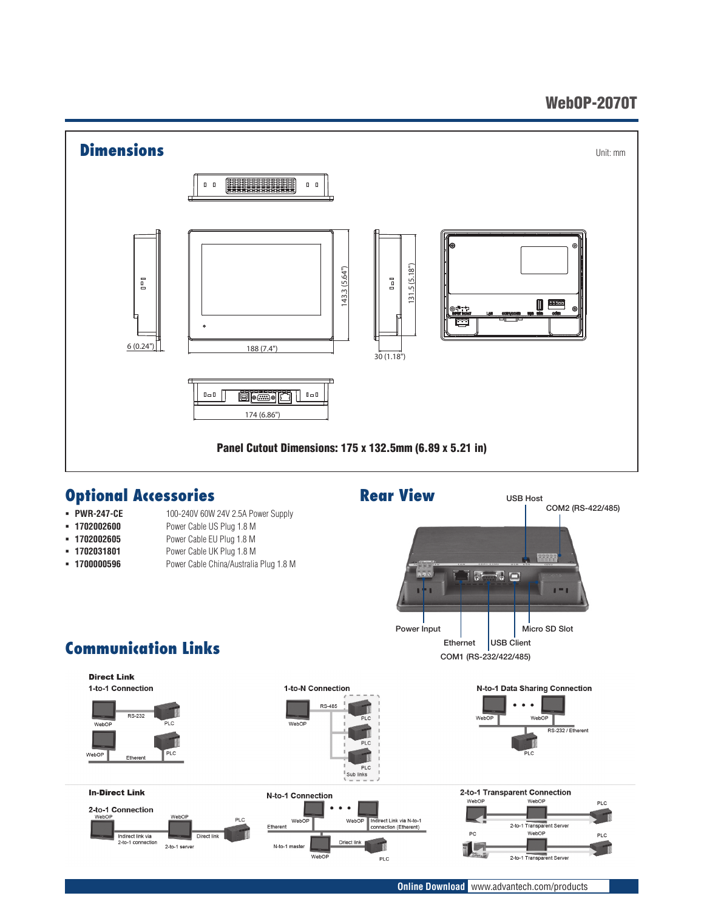# WebOP-2070T

## Dimensions

Unit: mm

6 (0.24")

188 (7.4")

143.3 (5.64")

131.5 (5.18")

30 (1.18")

174 (6.86")

**Panel Cutout Dimensions: 175 x 132.5mm (6.89 x 5.21 in)**

## Optional Accessories

| | |
|---|---|
| **PWR-247-CE** | 100-240V 60W 24V 2.5A Power Supply |
| **1702002600** | Power Cable US Plug 1.8 M |
| **1702002605** | Power Cable EU Plug 1.8 M |
| **1702031801** | Power Cable UK Plug 1.8 M |
| **1700000596** | Power Cable China/Australia Plug 1.8 M |

## Rear View

USB Host

COM2 (RS-422/485)

Power Input

Micro SD Slot

Ethernet

USB Client

COM1 (RS-232/422/485)

## Communication Links

**Direct Link**

1-to-1 Connection

WebOP RS-232 PLC

WebOP Etherent PLC

1-to-N Connection

WebOP RS-485 PLC PLC PLC Sub links

N-to-1 Data Sharing Connection

WebOP WebOP RS-232 / Etherent PLC

**In-Direct Link**

2-to-1 Connection

WebOP WebOP PLC Indirect link via 2-to-1 connection Direct link 2-to-1 server

N-to-1 Connection

Etherent WebOP WebOP Indirect Link via N-to-1 connection (Etherent) N-to-1 master WebOP Direct link PLC

2-to-1 Transparent Connection

WebOP WebOP PLC 2-to-1 Transparent Server

PC WebOP PLC 2-to-1 Transparent Server

Online Download www.advantech.com/products